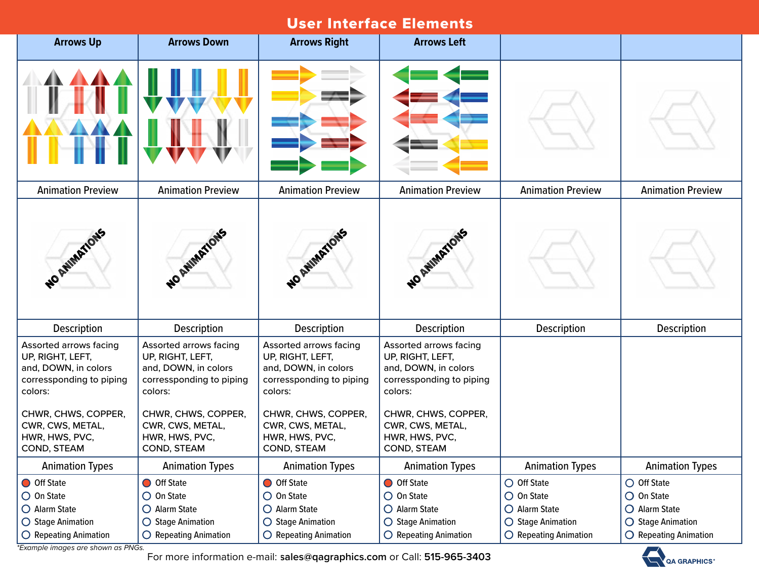# User Interface Elements

| Arrows Up | Arrows Down | Arrows Right | Arrows Left | | |
|---|---|---|---|---|---|
| Animation Preview | Animation Preview | Animation Preview | Animation Preview | Animation Preview | Animation Preview |
| NO ANIMATIONS | NO ANIMATIONS | NO ANIMATIONS | NO ANIMATIONS | | |
| Description | Description | Description | Description | Description | Description |
| Assorted arrows facing UP, RIGHT, LEFT, and, DOWN, in colors coressponding to piping colors: CHWR, CHWS, COPPER, CWR, CWS, METAL, HWR, HWS, PVC, COND, STEAM | Assorted arrows facing UP, RIGHT, LEFT, and, DOWN, in colors coressponding to piping colors: CHWR, CHWS, COPPER, CWR, CWS, METAL, HWR, HWS, PVC, COND, STEAM | Assorted arrows facing UP, RIGHT, LEFT, and, DOWN, in colors coressponding to piping colors: CHWR, CHWS, COPPER, CWR, CWS, METAL, HWR, HWS, PVC, COND, STEAM | Assorted arrows facing UP, RIGHT, LEFT, and, DOWN, in colors coressponding to piping colors: CHWR, CHWS, COPPER, CWR, CWS, METAL, HWR, HWS, PVC, COND, STEAM | | |
| Animation Types | Animation Types | Animation Types | Animation Types | Animation Types | Animation Types |
| ● Off State<br>○ On State<br>○ Alarm State<br>○ Stage Animation<br>○ Repeating Animation | ● Off State<br>○ On State<br>○ Alarm State<br>○ Stage Animation<br>○ Repeating Animation | ● Off State<br>○ On State<br>○ Alarm State<br>○ Stage Animation<br>○ Repeating Animation | ● Off State<br>○ On State<br>○ Alarm State<br>○ Stage Animation<br>○ Repeating Animation | ○ Off State<br>○ On State<br>○ Alarm State<br>○ Stage Animation<br>○ Repeating Animation | ○ Off State<br>○ On State<br>○ Alarm State<br>○ Stage Animation<br>○ Repeating Animation |

*\*Example images are shown as PNGs.*

For more information e-mail: **sales@qagraphics.com** or Call: **515-965-3403**

QA GRAPHICS®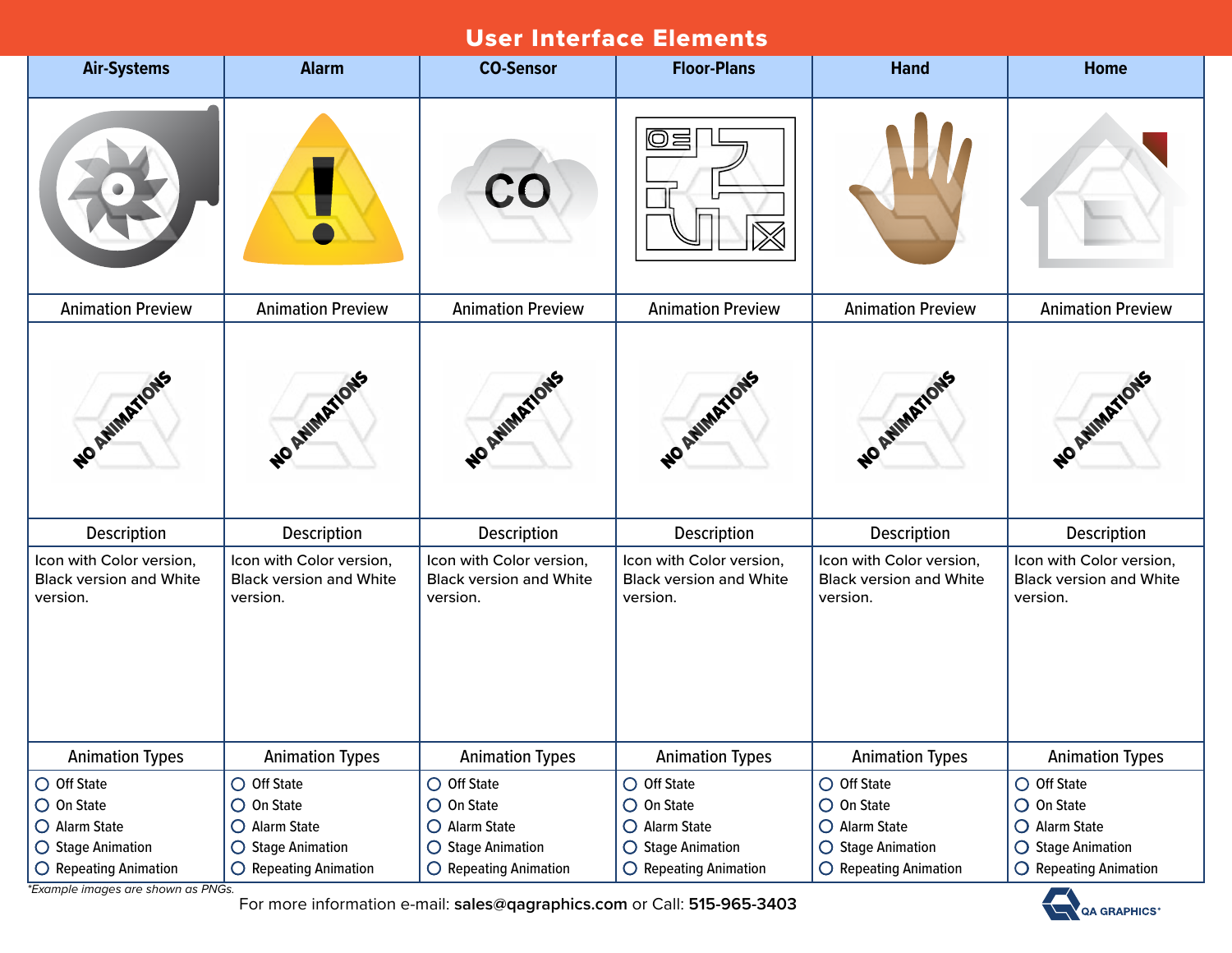# User Interface Elements

| Air-Systems | Alarm | CO-Sensor | Floor-Plans | Hand | Home |
|---|---|---|---|---|---|
| | | CO | | | |
| Animation Preview | Animation Preview | Animation Preview | Animation Preview | Animation Preview | Animation Preview |
| NO ANIMATIONS | NO ANIMATIONS | NO ANIMATIONS | NO ANIMATIONS | NO ANIMATIONS | NO ANIMATIONS |
| Description | Description | Description | Description | Description | Description |
| Icon with Color version, Black version and White version. | Icon with Color version, Black version and White version. | Icon with Color version, Black version and White version. | Icon with Color version, Black version and White version. | Icon with Color version, Black version and White version. | Icon with Color version, Black version and White version. |
| Animation Types | Animation Types | Animation Types | Animation Types | Animation Types | Animation Types |
| ○ Off State<br>○ On State<br>○ Alarm State<br>○ Stage Animation<br>○ Repeating Animation | ○ Off State<br>○ On State<br>○ Alarm State<br>○ Stage Animation<br>○ Repeating Animation | ○ Off State<br>○ On State<br>○ Alarm State<br>○ Stage Animation<br>○ Repeating Animation | ○ Off State<br>○ On State<br>○ Alarm State<br>○ Stage Animation<br>○ Repeating Animation | ○ Off State<br>○ On State<br>○ Alarm State<br>○ Stage Animation<br>○ Repeating Animation | ○ Off State<br>○ On State<br>○ Alarm State<br>○ Stage Animation<br>○ Repeating Animation |

*Example images are shown as PNGs.*

For more information e-mail: **sales@qagraphics.com** or Call: **515-965-3403**

QA GRAPHICS®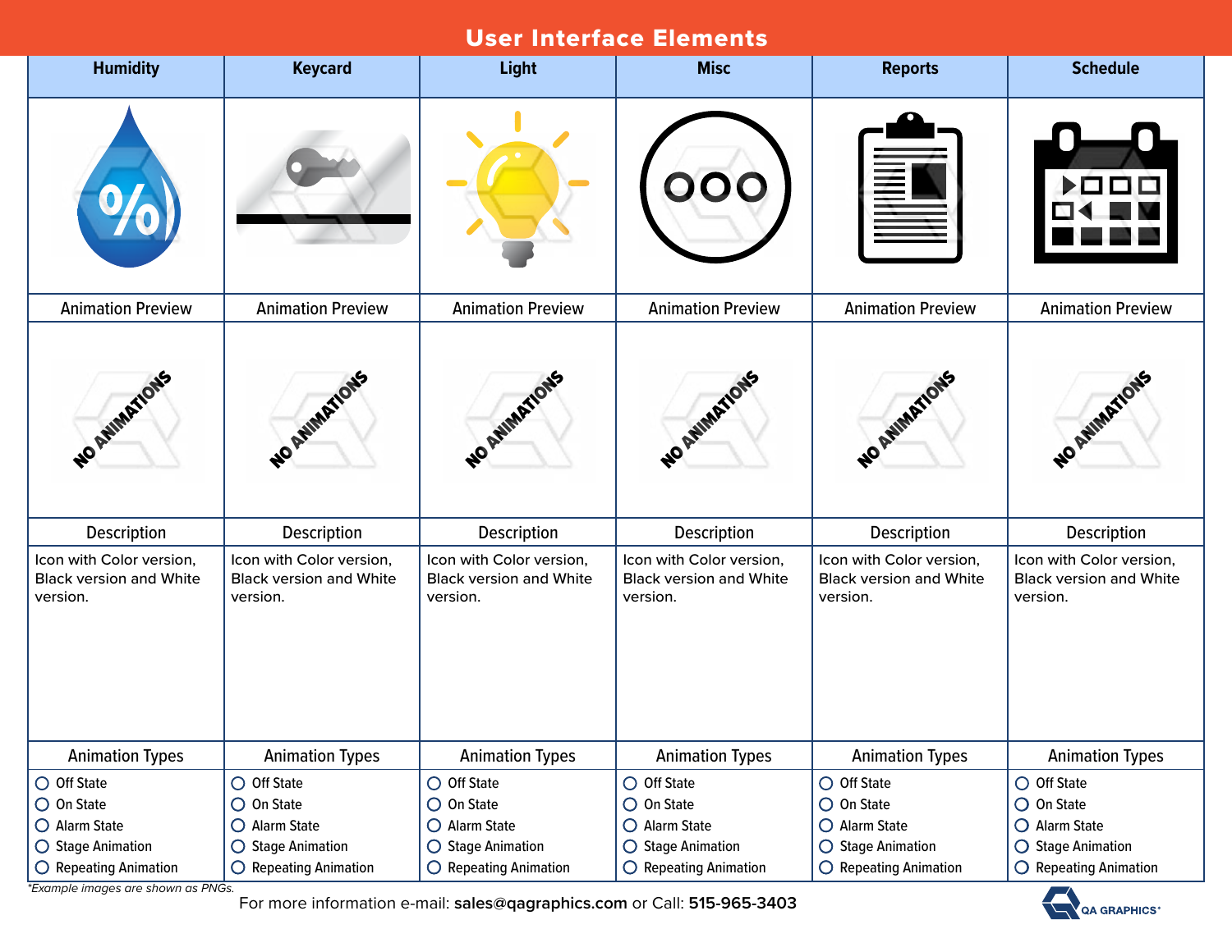# User Interface Elements

| Humidity | Keycard | Light | Misc | Reports | Schedule |
|---|---|---|---|---|---|
| | | | | | |
| Animation Preview | Animation Preview | Animation Preview | Animation Preview | Animation Preview | Animation Preview |
| NO ANIMATIONS | NO ANIMATIONS | NO ANIMATIONS | NO ANIMATIONS | NO ANIMATIONS | NO ANIMATIONS |
| Description | Description | Description | Description | Description | Description |
| Icon with Color version, Black version and White version. | Icon with Color version, Black version and White version. | Icon with Color version, Black version and White version. | Icon with Color version, Black version and White version. | Icon with Color version, Black version and White version. | Icon with Color version, Black version and White version. |
| Animation Types | Animation Types | Animation Types | Animation Types | Animation Types | Animation Types |
| ○ Off State<br>○ On State<br>○ Alarm State<br>○ Stage Animation<br>○ Repeating Animation | ○ Off State<br>○ On State<br>○ Alarm State<br>○ Stage Animation<br>○ Repeating Animation | ○ Off State<br>○ On State<br>○ Alarm State<br>○ Stage Animation<br>○ Repeating Animation | ○ Off State<br>○ On State<br>○ Alarm State<br>○ Stage Animation<br>○ Repeating Animation | ○ Off State<br>○ On State<br>○ Alarm State<br>○ Stage Animation<br>○ Repeating Animation | ○ Off State<br>○ On State<br>○ Alarm State<br>○ Stage Animation<br>○ Repeating Animation |

*Example images are shown as PNGs.*

For more information e-mail: **sales@qagraphics.com** or Call: **515-965-3403**

QA GRAPHICS®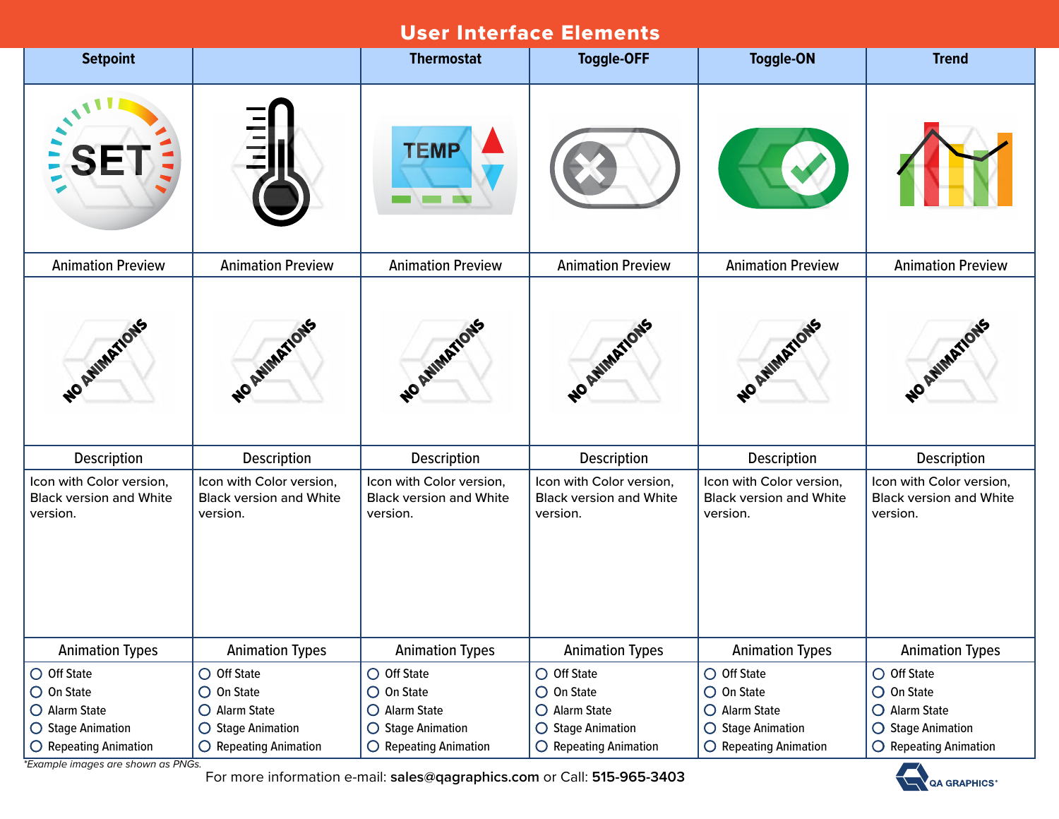# User Interface Elements

| Setpoint | | Thermostat | Toggle-OFF | Toggle-ON | Trend |
|---|---|---|---|---|---|
| Animation Preview | Animation Preview | Animation Preview | Animation Preview | Animation Preview | Animation Preview |
| NO ANIMATIONS | NO ANIMATIONS | NO ANIMATIONS | NO ANIMATIONS | NO ANIMATIONS | NO ANIMATIONS |
| Description | Description | Description | Description | Description | Description |
| Icon with Color version, Black version and White version. | Icon with Color version, Black version and White version. | Icon with Color version, Black version and White version. | Icon with Color version, Black version and White version. | Icon with Color version, Black version and White version. | Icon with Color version, Black version and White version. |
| Animation Types | Animation Types | Animation Types | Animation Types | Animation Types | Animation Types |
| ○ Off State<br>○ On State<br>○ Alarm State<br>○ Stage Animation<br>○ Repeating Animation | ○ Off State<br>○ On State<br>○ Alarm State<br>○ Stage Animation<br>○ Repeating Animation | ○ Off State<br>○ On State<br>○ Alarm State<br>○ Stage Animation<br>○ Repeating Animation | ○ Off State<br>○ On State<br>○ Alarm State<br>○ Stage Animation<br>○ Repeating Animation | ○ Off State<br>○ On State<br>○ Alarm State<br>○ Stage Animation<br>○ Repeating Animation | ○ Off State<br>○ On State<br>○ Alarm State<br>○ Stage Animation<br>○ Repeating Animation |

*\*Example images are shown as PNGs.*

For more information e-mail: **sales@qagraphics.com** or Call: **515-965-3403**

QA GRAPHICS®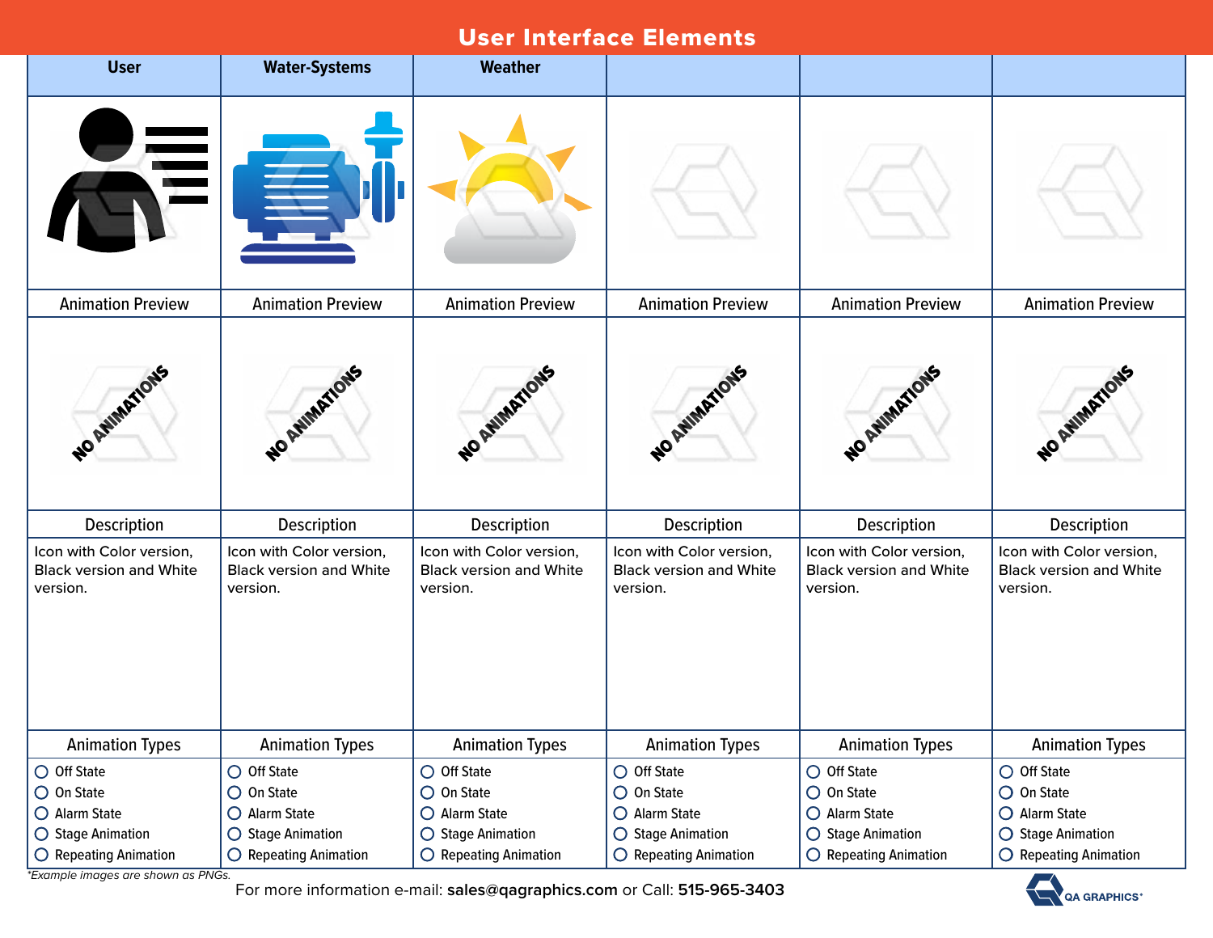# User Interface Elements

| User | Water-Systems | Weather | | | |
|---|---|---|---|---|---|
| | | | | | |
| Animation Preview | Animation Preview | Animation Preview | Animation Preview | Animation Preview | Animation Preview |
| NO ANIMATIONS | NO ANIMATIONS | NO ANIMATIONS | NO ANIMATIONS | NO ANIMATIONS | NO ANIMATIONS |
| Description | Description | Description | Description | Description | Description |
| Icon with Color version, Black version and White version. | Icon with Color version, Black version and White version. | Icon with Color version, Black version and White version. | Icon with Color version, Black version and White version. | Icon with Color version, Black version and White version. | Icon with Color version, Black version and White version. |
| Animation Types | Animation Types | Animation Types | Animation Types | Animation Types | Animation Types |
| ○ Off State<br>○ On State<br>○ Alarm State<br>○ Stage Animation<br>○ Repeating Animation | ○ Off State<br>○ On State<br>○ Alarm State<br>○ Stage Animation<br>○ Repeating Animation | ○ Off State<br>○ On State<br>○ Alarm State<br>○ Stage Animation<br>○ Repeating Animation | ○ Off State<br>○ On State<br>○ Alarm State<br>○ Stage Animation<br>○ Repeating Animation | ○ Off State<br>○ On State<br>○ Alarm State<br>○ Stage Animation<br>○ Repeating Animation | ○ Off State<br>○ On State<br>○ Alarm State<br>○ Stage Animation<br>○ Repeating Animation |

*Example images are shown as PNGs.*

For more information e-mail: **sales@qagraphics.com** or Call: **515-965-3403**

QA GRAPHICS®